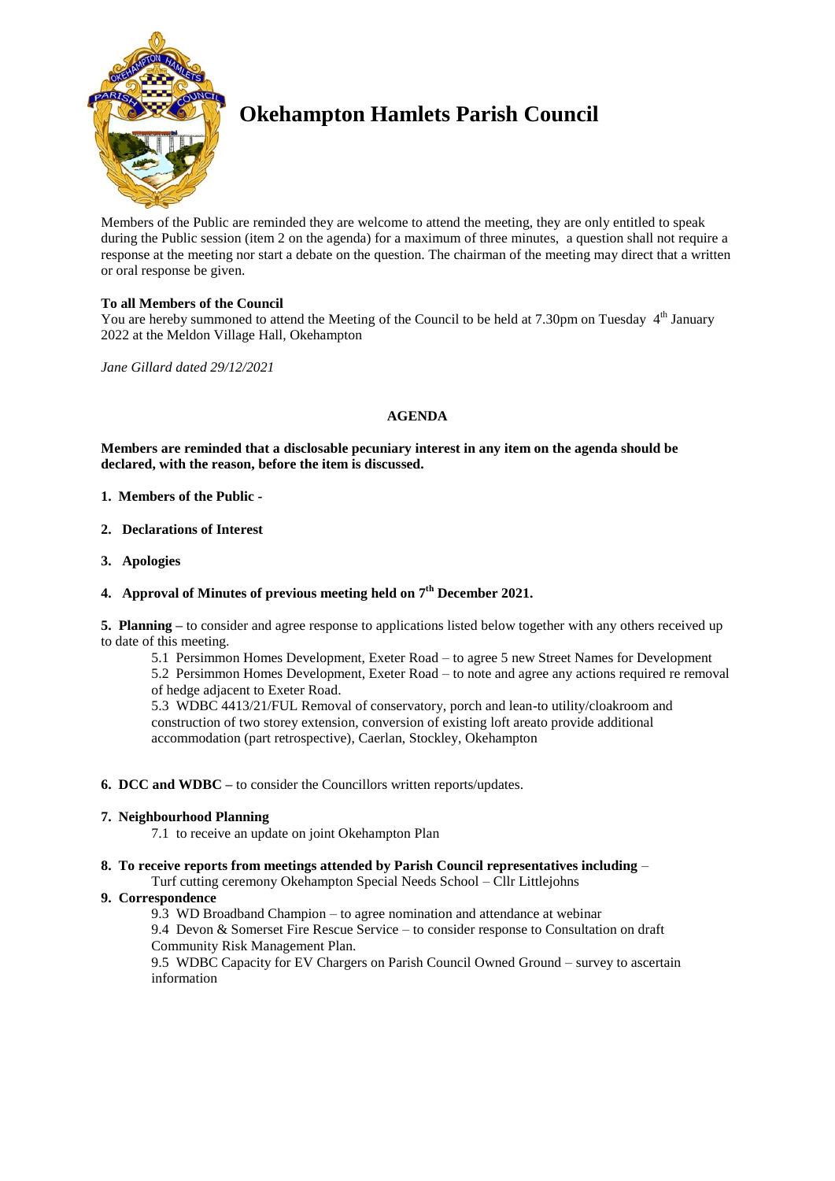# Okehampton Hamlets Parish Council

Members of the Public are reminded they are welcome to attend the meeting, they are only entitled to speak during the Public session (item 2 on the agenda) for a maximum of three minutes, a question shall not require a response at the meeting nor start a debate on the question. The chairman of the meeting may direct that a written or oral response be given.

**To all Members of the Council**
You are hereby summoned to attend the Meeting of the Council to be held at 7.30pm on Tuesday 4th January 2022 at the Meldon Village Hall, Okehampton

*Jane Gillard dated 29/12/2021*

## AGENDA

**Members are reminded that a disclosable pecuniary interest in any item on the agenda should be declared, with the reason, before the item is discussed.**

**1. Members of the Public -**

**2. Declarations of Interest**

**3. Apologies**

**4. Approval of Minutes of previous meeting held on 7th December 2021.**

**5. Planning –** to consider and agree response to applications listed below together with any others received up to date of this meeting.

5.1 Persimmon Homes Development, Exeter Road – to agree 5 new Street Names for Development

5.2 Persimmon Homes Development, Exeter Road – to note and agree any actions required re removal of hedge adjacent to Exeter Road.

5.3 WDBC 4413/21/FUL Removal of conservatory, porch and lean-to utility/cloakroom and construction of two storey extension, conversion of existing loft areato provide additional accommodation (part retrospective), Caerlan, Stockley, Okehampton

**6. DCC and WDBC –** to consider the Councillors written reports/updates.

**7. Neighbourhood Planning**

7.1 to receive an update on joint Okehampton Plan

**8. To receive reports from meetings attended by Parish Council representatives including** –
Turf cutting ceremony Okehampton Special Needs School – Cllr Littlejohns

**9. Correspondence**

9.3 WD Broadband Champion – to agree nomination and attendance at webinar

9.4 Devon & Somerset Fire Rescue Service – to consider response to Consultation on draft Community Risk Management Plan.

9.5 WDBC Capacity for EV Chargers on Parish Council Owned Ground – survey to ascertain information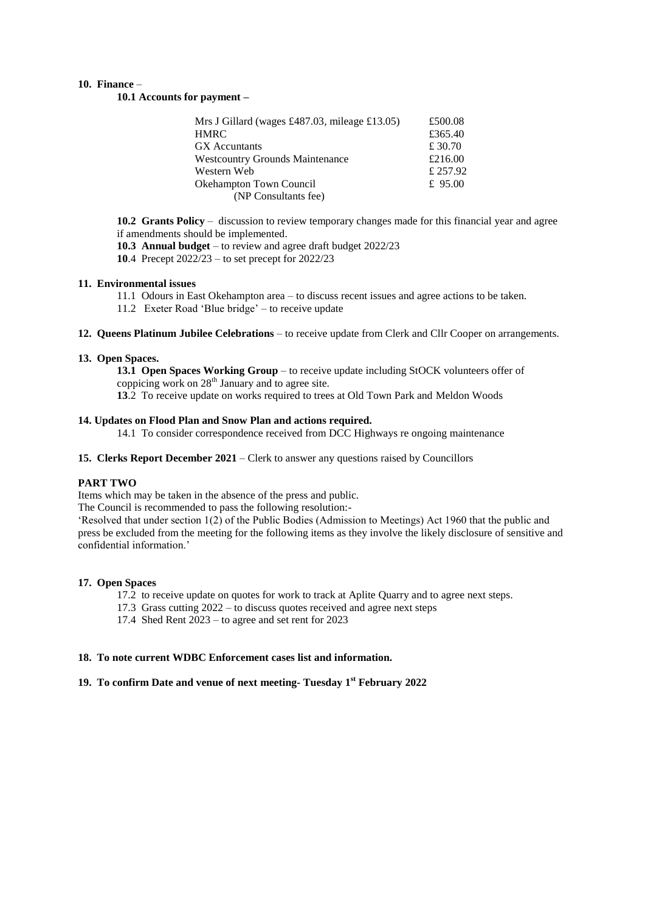**10. Finance** –

**10.1 Accounts for payment –**

| | |
|---|---|
| Mrs J Gillard (wages £487.03, mileage £13.05) | £500.08 |
| HMRC | £365.40 |
| GX Accuntants | £ 30.70 |
| Westcountry Grounds Maintenance | £216.00 |
| Western Web | £ 257.92 |
| Okehampton Town Council (NP Consultants fee) | £ 95.00 |

**10.2 Grants Policy** – discussion to review temporary changes made for this financial year and agree if amendments should be implemented.

**10.3 Annual budget** – to review and agree draft budget 2022/23

**10**.4 Precept 2022/23 – to set precept for 2022/23

**11. Environmental issues**

11.1 Odours in East Okehampton area – to discuss recent issues and agree actions to be taken.

11.2 Exeter Road 'Blue bridge' – to receive update

**12. Queens Platinum Jubilee Celebrations** – to receive update from Clerk and Cllr Cooper on arrangements.

**13. Open Spaces.**

**13.1 Open Spaces Working Group** – to receive update including StOCK volunteers offer of coppicing work on 28th January and to agree site.

**13**.2 To receive update on works required to trees at Old Town Park and Meldon Woods

**14. Updates on Flood Plan and Snow Plan and actions required.**

14.1 To consider correspondence received from DCC Highways re ongoing maintenance

**15. Clerks Report December 2021** – Clerk to answer any questions raised by Councillors

**PART TWO**

Items which may be taken in the absence of the press and public.

The Council is recommended to pass the following resolution:-

'Resolved that under section 1(2) of the Public Bodies (Admission to Meetings) Act 1960 that the public and press be excluded from the meeting for the following items as they involve the likely disclosure of sensitive and confidential information.'

**17. Open Spaces**

17.2 to receive update on quotes for work to track at Aplite Quarry and to agree next steps.

17.3 Grass cutting 2022 – to discuss quotes received and agree next steps

17.4 Shed Rent 2023 – to agree and set rent for 2023

**18. To note current WDBC Enforcement cases list and information.**

**19. To confirm Date and venue of next meeting- Tuesday 1st February 2022**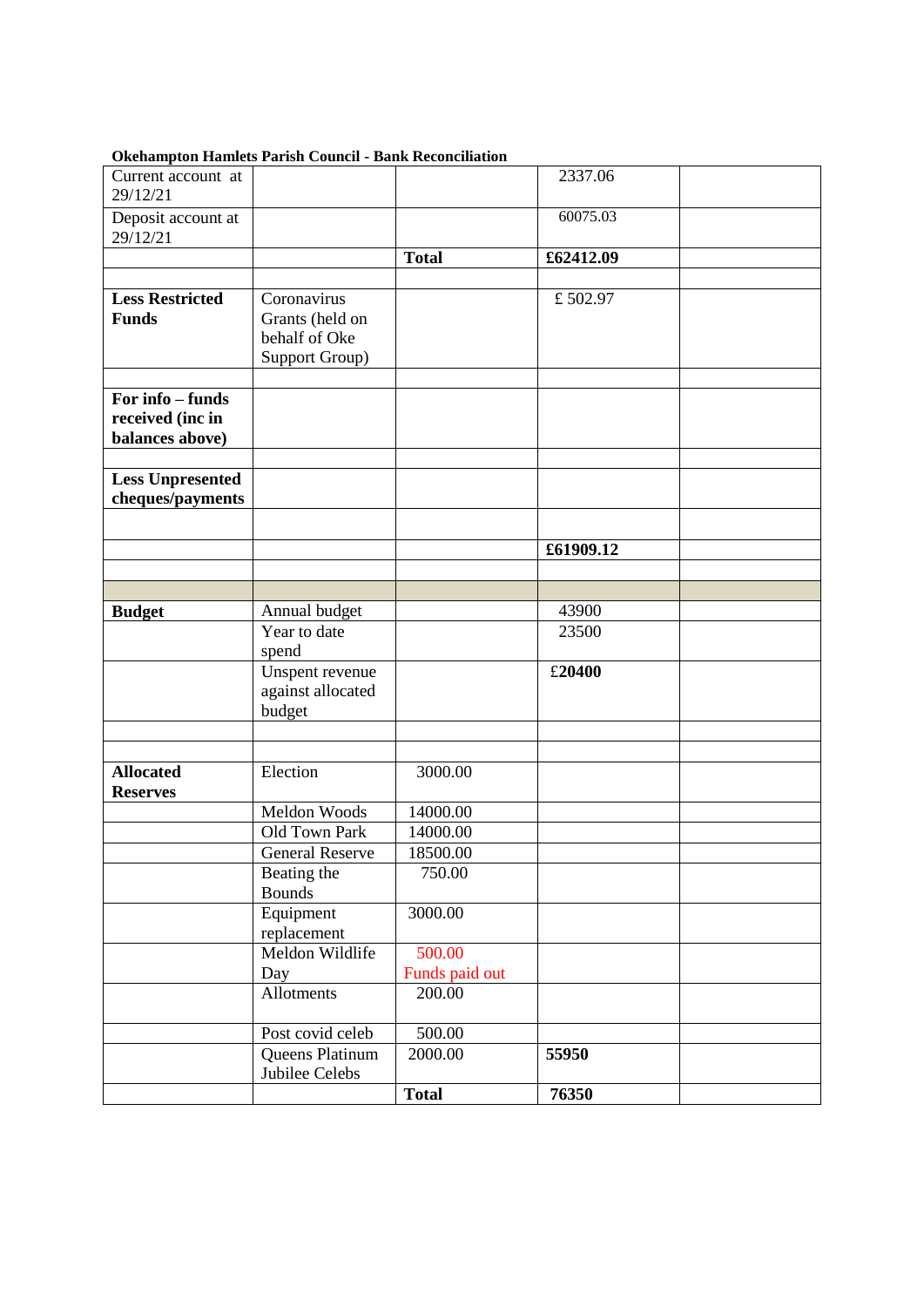**Okehampton Hamlets Parish Council - Bank Reconciliation**

| | | | | |
|---|---|---|---|---|
| Current account at 29/12/21 | | | 2337.06 | |
| Deposit account at 29/12/21 | | | 60075.03 | |
| | | **Total** | **£62412.09** | |
| | | | | |
| **Less Restricted Funds** | Coronavirus Grants (held on behalf of Oke Support Group) | | £ 502.97 | |
| | | | | |
| **For info – funds received (inc in balances above)** | | | | |
| | | | | |
| **Less Unpresented cheques/payments** | | | | |
| | | | | |
| | | | **£61909.12** | |
| | | | | |
| | | | | |
| **Budget** | Annual budget | | 43900 | |
| | Year to date spend | | 23500 | |
| | Unspent revenue against allocated budget | | £**20400** | |
| | | | | |
| | | | | |
| **Allocated Reserves** | Election | 3000.00 | | |
| | Meldon Woods | 14000.00 | | |
| | Old Town Park | 14000.00 | | |
| | General Reserve | 18500.00 | | |
| | Beating the Bounds | 750.00 | | |
| | Equipment replacement | 3000.00 | | |
| | Meldon Wildlife Day | 500.00 Funds paid out | | |
| | Allotments | 200.00 | | |
| | Post covid celeb | 500.00 | | |
| | Queens Platinum Jubilee Celebs | 2000.00 | **55950** | |
| | | **Total** | **76350** | |